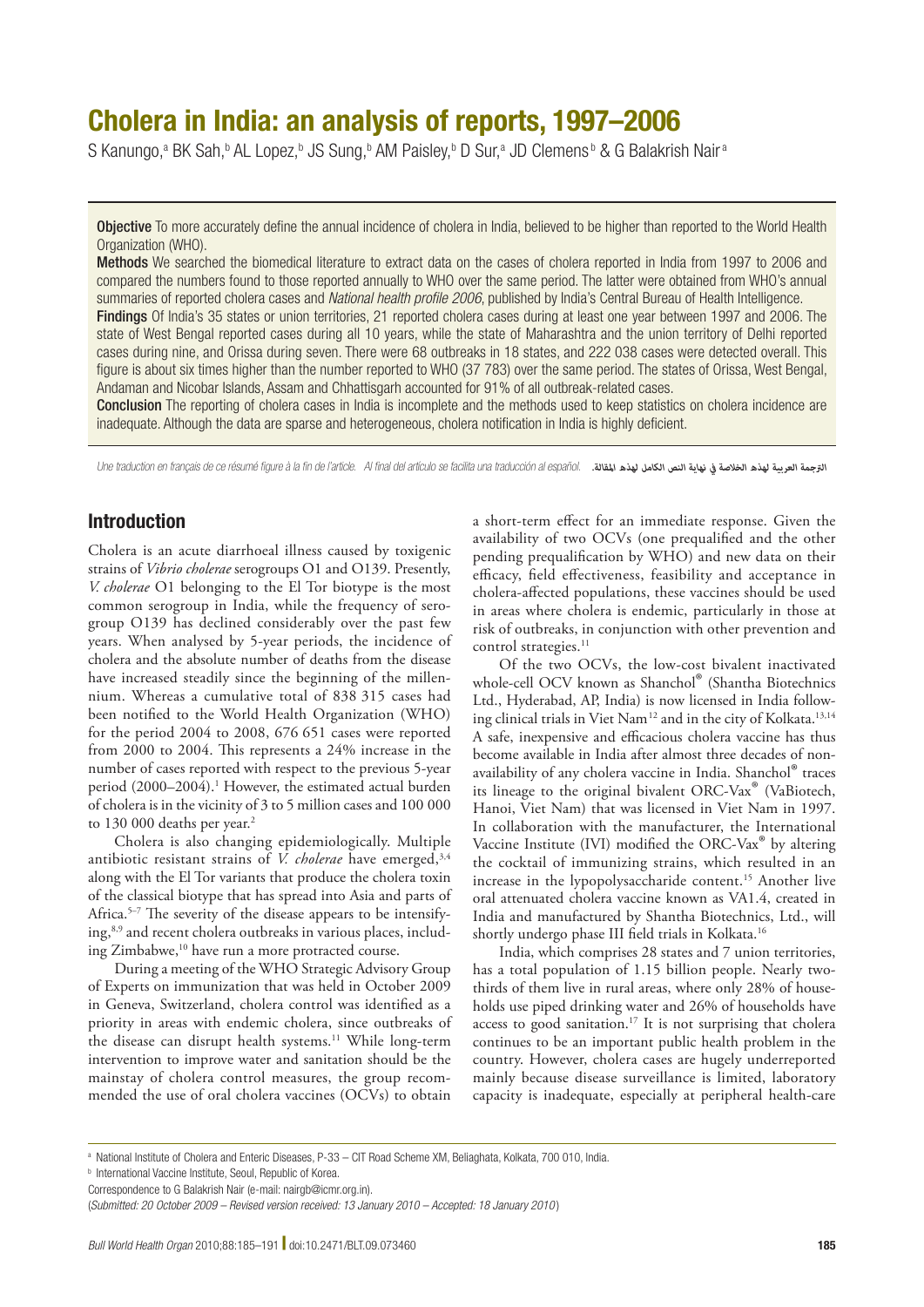# Cholera in India: an analysis of reports, 1997–2006

S Kanungo,[a] BK Sah,[b] AL Lopez,[b] JS Sung,[b] AM Paisley,[b] D Sur,[a] JD Clemens[b] & G Balakrish Nair[a]

**Objective** To more accurately define the annual incidence of cholera in India, believed to be higher than reported to the World Health Organization (WHO).

**Methods** We searched the biomedical literature to extract data on the cases of cholera reported in India from 1997 to 2006 and compared the numbers found to those reported annually to WHO over the same period. The latter were obtained from WHO's annual summaries of reported cholera cases and *National health profile 2006*, published by India's Central Bureau of Health Intelligence.

**Findings** Of India's 35 states or union territories, 21 reported cholera cases during at least one year between 1997 and 2006. The state of West Bengal reported cases during all 10 years, while the state of Maharashtra and the union territory of Delhi reported cases during nine, and Orissa during seven. There were 68 outbreaks in 18 states, and 222 038 cases were detected overall. This figure is about six times higher than the number reported to WHO (37 783) over the same period. The states of Orissa, West Bengal, Andaman and Nicobar Islands, Assam and Chhattisgarh accounted for 91% of all outbreak-related cases.

**Conclusion** The reporting of cholera cases in India is incomplete and the methods used to keep statistics on cholera incidence are inadequate. Although the data are sparse and heterogeneous, cholera notification in India is highly deficient.

*Une traduction en français de ce résumé figure à la fin de l'article. Al final del artículo se facilita una traducción al español.* الترجمة العربية لهذه الخلاصة في نهاية النص الكامل لهذه المقالة.

## Introduction

Cholera is an acute diarrhoeal illness caused by toxigenic strains of *Vibrio cholerae* serogroups O1 and O139. Presently, *V. cholerae* O1 belonging to the El Tor biotype is the most common serogroup in India, while the frequency of serogroup O139 has declined considerably over the past few years. When analysed by 5-year periods, the incidence of cholera and the absolute number of deaths from the disease have increased steadily since the beginning of the millennium. Whereas a cumulative total of 838 315 cases had been notified to the World Health Organization (WHO) for the period 2004 to 2008, 676 651 cases were reported from 2000 to 2004. This represents a 24% increase in the number of cases reported with respect to the previous 5-year period (2000–2004).[1] However, the estimated actual burden of cholera is in the vicinity of 3 to 5 million cases and 100 000 to 130 000 deaths per year.[2]

Cholera is also changing epidemiologically. Multiple antibiotic resistant strains of *V. cholerae* have emerged,[3,4] along with the El Tor variants that produce the cholera toxin of the classical biotype that has spread into Asia and parts of Africa.[5–7] The severity of the disease appears to be intensifying,[8,9] and recent cholera outbreaks in various places, including Zimbabwe,[10] have run a more protracted course.

During a meeting of the WHO Strategic Advisory Group of Experts on immunization that was held in October 2009 in Geneva, Switzerland, cholera control was identified as a priority in areas with endemic cholera, since outbreaks of the disease can disrupt health systems.[11] While long-term intervention to improve water and sanitation should be the mainstay of cholera control measures, the group recommended the use of oral cholera vaccines (OCVs) to obtain a short-term effect for an immediate response. Given the availability of two OCVs (one prequalified and the other pending prequalification by WHO) and new data on their efficacy, field effectiveness, feasibility and acceptance in cholera-affected populations, these vaccines should be used in areas where cholera is endemic, particularly in those at risk of outbreaks, in conjunction with other prevention and control strategies.[11]

Of the two OCVs, the low-cost bivalent inactivated whole-cell OCV known as Shanchol® (Shantha Biotechnics Ltd., Hyderabad, AP, India) is now licensed in India following clinical trials in Viet Nam[12] and in the city of Kolkata.[13,14] A safe, inexpensive and efficacious cholera vaccine has thus become available in India after almost three decades of non-availability of any cholera vaccine in India. Shanchol® traces its lineage to the original bivalent ORC-Vax® (VaBiotech, Hanoi, Viet Nam) that was licensed in Viet Nam in 1997. In collaboration with the manufacturer, the International Vaccine Institute (IVI) modified the ORC-Vax® by altering the cocktail of immunizing strains, which resulted in an increase in the lypopolysaccharide content.[15] Another live oral attenuated cholera vaccine known as VA1.4, created in India and manufactured by Shantha Biotechnics, Ltd., will shortly undergo phase III field trials in Kolkata.[16]

India, which comprises 28 states and 7 union territories, has a total population of 1.15 billion people. Nearly two-thirds of them live in rural areas, where only 28% of households use piped drinking water and 26% of households have access to good sanitation.[17] It is not surprising that cholera continues to be an important public health problem in the country. However, cholera cases are hugely underreported mainly because disease surveillance is limited, laboratory capacity is inadequate, especially at peripheral health-care

[a] National Institute of Cholera and Enteric Diseases, P-33 – CIT Road Scheme XM, Beliaghata, Kolkata, 700 010, India.

[b] International Vaccine Institute, Seoul, Republic of Korea.

Correspondence to G Balakrish Nair (e-mail: nairgb@icmr.org.in).

(*Submitted: 20 October 2009 – Revised version received: 13 January 2010 – Accepted: 18 January 2010*)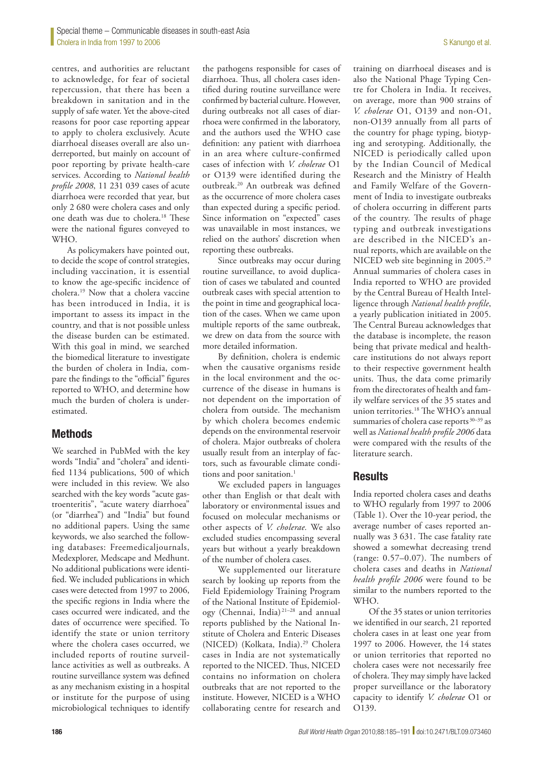centres, and authorities are reluctant to acknowledge, for fear of societal repercussion, that there has been a breakdown in sanitation and in the supply of safe water. Yet the above-cited reasons for poor case reporting appear to apply to cholera exclusively. Acute diarrhoeal diseases overall are also underreported, but mainly on account of poor reporting by private health-care services. According to *National health profile 2008*, 11 231 039 cases of acute diarrhoea were recorded that year, but only 2 680 were cholera cases and only one death was due to cholera.[18] These were the national figures conveyed to WHO.

As policymakers have pointed out, to decide the scope of control strategies, including vaccination, it is essential to know the age-specific incidence of cholera.[19] Now that a cholera vaccine has been introduced in India, it is important to assess its impact in the country, and that is not possible unless the disease burden can be estimated. With this goal in mind, we searched the biomedical literature to investigate the burden of cholera in India, compare the findings to the "official" figures reported to WHO, and determine how much the burden of cholera is underestimated.

## Methods

We searched in PubMed with the key words "India" and "cholera" and identified 1134 publications, 500 of which were included in this review. We also searched with the key words "acute gastroenteritis", "acute watery diarrhoea" (or "diarrhea") and "India" but found no additional papers. Using the same keywords, we also searched the following databases: Freemedicaljournals, Medexplorer, Medscape and Medhunt. No additional publications were identified. We included publications in which cases were detected from 1997 to 2006, the specific regions in India where the cases occurred were indicated, and the dates of occurrence were specified. To identify the state or union territory where the cholera cases occurred, we included reports of routine surveillance activities as well as outbreaks. A routine surveillance system was defined as any mechanism existing in a hospital or institute for the purpose of using microbiological techniques to identify the pathogens responsible for cases of diarrhoea. Thus, all cholera cases identified during routine surveillance were confirmed by bacterial culture. However, during outbreaks not all cases of diarrhoea were confirmed in the laboratory, and the authors used the WHO case definition: any patient with diarrhoea in an area where culture-confirmed cases of infection with *V. cholerae* O1 or O139 were identified during the outbreak.[20] An outbreak was defined as the occurrence of more cholera cases than expected during a specific period. Since information on "expected" cases was unavailable in most instances, we relied on the authors' discretion when reporting these outbreaks.

Since outbreaks may occur during routine surveillance, to avoid duplication of cases we tabulated and counted outbreak cases with special attention to the point in time and geographical location of the cases. When we came upon multiple reports of the same outbreak, we drew on data from the source with more detailed information.

By definition, cholera is endemic when the causative organisms reside in the local environment and the occurrence of the disease in humans is not dependent on the importation of cholera from outside. The mechanism by which cholera becomes endemic depends on the environmental reservoir of cholera. Major outbreaks of cholera usually result from an interplay of factors, such as favourable climate conditions and poor sanitation.[1]

We excluded papers in languages other than English or that dealt with laboratory or environmental issues and focused on molecular mechanisms or other aspects of *V. cholerae*. We also excluded studies encompassing several years but without a yearly breakdown of the number of cholera cases.

We supplemented our literature search by looking up reports from the Field Epidemiology Training Program of the National Institute of Epidemiology (Chennai, India)[21–28] and annual reports published by the National Institute of Cholera and Enteric Diseases (NICED) (Kolkata, India).[29] Cholera cases in India are not systematically reported to the NICED. Thus, NICED contains no information on cholera outbreaks that are not reported to the institute. However, NICED is a WHO collaborating centre for research and training on diarrhoeal diseases and is also the National Phage Typing Centre for Cholera in India. It receives, on average, more than 900 strains of *V. cholerae* O1, O139 and non-O1, non-O139 annually from all parts of the country for phage typing, biotyping and serotyping. Additionally, the NICED is periodically called upon by the Indian Council of Medical Research and the Ministry of Health and Family Welfare of the Government of India to investigate outbreaks of cholera occurring in different parts of the country. The results of phage typing and outbreak investigations are described in the NICED's annual reports, which are available on the NICED web site beginning in 2005.[29] Annual summaries of cholera cases in India reported to WHO are provided by the Central Bureau of Health Intelligence through *National health profile*, a yearly publication initiated in 2005. The Central Bureau acknowledges that the database is incomplete, the reason being that private medical and health-care institutions do not always report to their respective government health units. Thus, the data come primarily from the directorates of health and family welfare services of the 35 states and union territories.[18] The WHO's annual summaries of cholera case reports[30–39] as well as *National health profile 2006* data were compared with the results of the literature search.

## Results

India reported cholera cases and deaths to WHO regularly from 1997 to 2006 (Table 1). Over the 10-year period, the average number of cases reported annually was 3 631. The case fatality rate showed a somewhat decreasing trend (range: 0.57–0.07). The numbers of cholera cases and deaths in *National health profile 2006* were found to be similar to the numbers reported to the WHO.

Of the 35 states or union territories we identified in our search, 21 reported cholera cases in at least one year from 1997 to 2006. However, the 14 states or union territories that reported no cholera cases were not necessarily free of cholera. They may simply have lacked proper surveillance or the laboratory capacity to identify *V. cholerae* O1 or O139.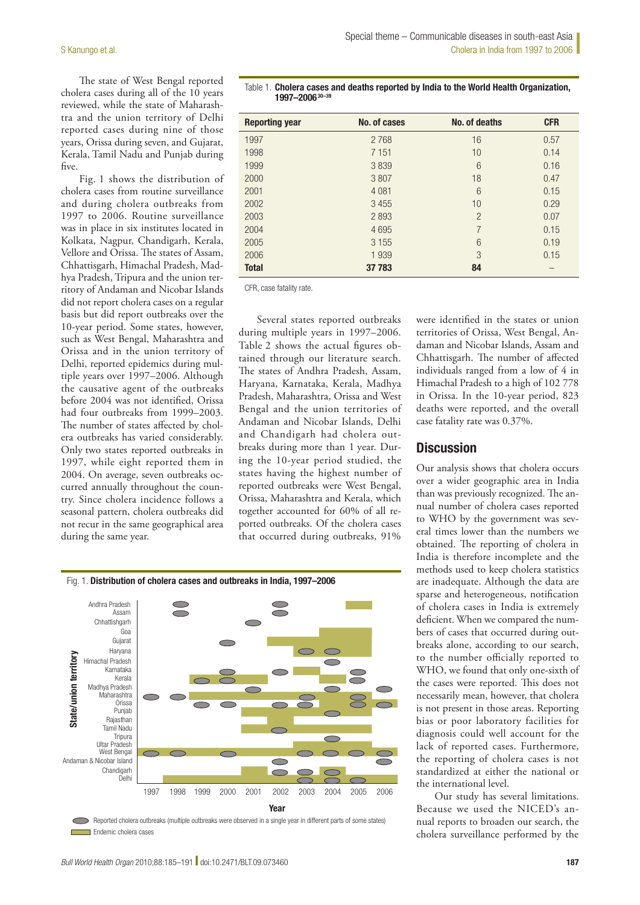The state of West Bengal reported cholera cases during all of the 10 years reviewed, while the state of Maharashtra and the union territory of Delhi reported cases during nine of those years, Orissa during seven, and Gujarat, Kerala, Tamil Nadu and Punjab during five.

Fig. 1 shows the distribution of cholera cases from routine surveillance and during cholera outbreaks from 1997 to 2006. Routine surveillance was in place in six institutes located in Kolkata, Nagpur, Chandigarh, Kerala, Vellore and Orissa. The states of Assam, Chhattisgarh, Himachal Pradesh, Madhya Pradesh, Tripura and the union territory of Andaman and Nicobar Islands did not report cholera cases on a regular basis but did report outbreaks over the 10-year period. Some states, however, such as West Bengal, Maharashtra and Orissa and in the union territory of Delhi, reported epidemics during multiple years over 1997–2006. Although the causative agent of the outbreaks before 2004 was not identified, Orissa had four outbreaks from 1999–2003. The number of states affected by cholera outbreaks has varied considerably. Only two states reported outbreaks in 1997, while eight reported them in 2004. On average, seven outbreaks occurred annually throughout the country. Since cholera incidence follows a seasonal pattern, cholera outbreaks did not recur in the same geographical area during the same year.

Table 1. **Cholera cases and deaths reported by India to the World Health Organization, 1997–2006**[30–39]

| Reporting year | No. of cases | No. of deaths | CFR |
|---|---|---|---|
| 1997 | 2 768 | 16 | 0.57 |
| 1998 | 7 151 | 10 | 0.14 |
| 1999 | 3 839 | 6 | 0.16 |
| 2000 | 3 807 | 18 | 0.47 |
| 2001 | 4 081 | 6 | 0.15 |
| 2002 | 3 455 | 10 | 0.29 |
| 2003 | 2 893 | 2 | 0.07 |
| 2004 | 4 695 | 7 | 0.15 |
| 2005 | 3 155 | 6 | 0.19 |
| 2006 | 1 939 | 3 | 0.15 |
| **Total** | **37 783** | **84** | – |

CFR, case fatality rate.

Several states reported outbreaks during multiple years in 1997–2006. Table 2 shows the actual figures obtained through our literature search. The states of Andhra Pradesh, Assam, Haryana, Karnataka, Kerala, Madhya Pradesh, Maharashtra, Orissa and West Bengal and the union territories of Andaman and Nicobar Islands, Delhi and Chandigarh had cholera outbreaks during more than 1 year. During the 10-year period studied, the states having the highest number of reported outbreaks were West Bengal, Orissa, Maharashtra and Kerala, which together accounted for 60% of all reported outbreaks. Of the cholera cases that occurred during outbreaks, 91% were identified in the states or union territories of Orissa, West Bengal, Andaman and Nicobar Islands, Assam and Chhattisgarh. The number of affected individuals ranged from a low of 4 in Himachal Pradesh to a high of 102 778 in Orissa. In the 10-year period, 823 deaths were reported, and the overall case fatality rate was 0.37%.

Fig. 1. **Distribution of cholera cases and outbreaks in India, 1997–2006**

State/union territory

Andhra Pradesh
Assam
Chhattishgarh
Goa
Gujarat
Haryana
Himachal Pradesh
Karnataka
Kerala
Madhya Pradesh
Maharashtra
Orissa
Punjab
Rajasthan
Tamil Nadu
Tripura
Ultar Pradesh
West Bengal
Andaman & Nicobar Island
Chandigarh
Delhi

1997 1998 1999 2000 2001 2002 2003 2004 2005 2006

Year

Reported cholera outbreaks (multiple outbreaks were observed in a single year in different parts of some states)

Endemic cholera cases

## Discussion

Our analysis shows that cholera occurs over a wider geographic area in India than was previously recognized. The annual number of cholera cases reported to WHO by the government was several times lower than the numbers we obtained. The reporting of cholera in India is therefore incomplete and the methods used to keep cholera statistics are inadequate. Although the data are sparse and heterogeneous, notification of cholera cases in India is extremely deficient. When we compared the numbers of cases that occurred during outbreaks alone, according to our search, to the number officially reported to WHO, we found that only one-sixth of the cases were reported. This does not necessarily mean, however, that cholera is not present in those areas. Reporting bias or poor laboratory facilities for diagnosis could well account for the lack of reported cases. Furthermore, the reporting of cholera cases is not standardized at either the national or the international level.

Our study has several limitations. Because we used the NICED's annual reports to broaden our search, the cholera surveillance performed by the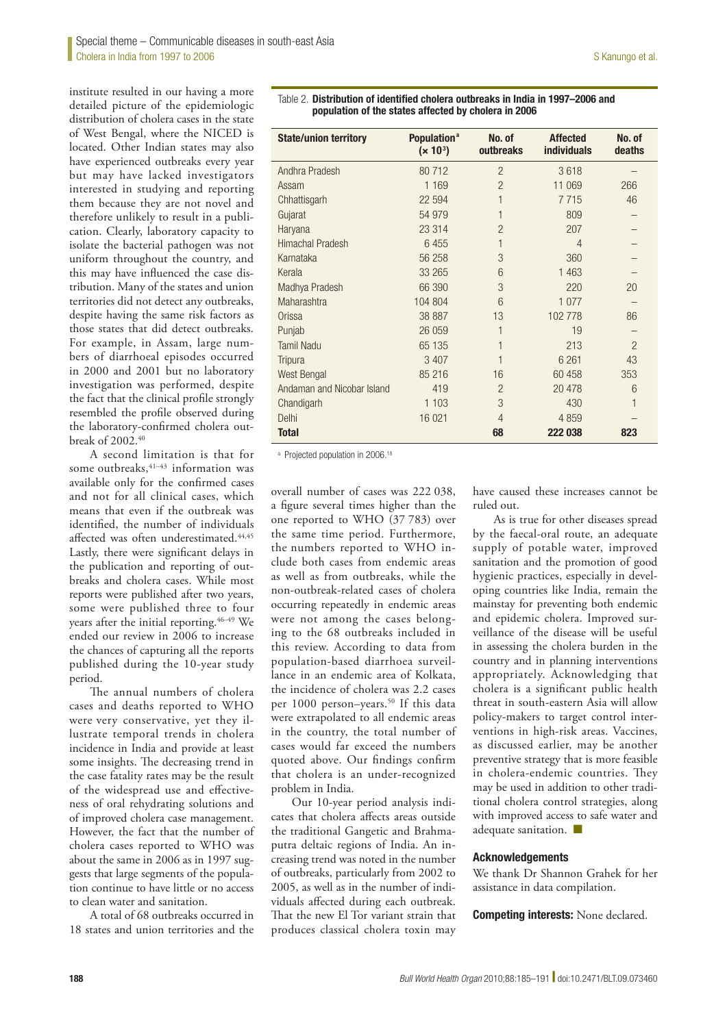institute resulted in our having a more detailed picture of the epidemiologic distribution of cholera cases in the state of West Bengal, where the NICED is located. Other Indian states may also have experienced outbreaks every year but may have lacked investigators interested in studying and reporting them because they are not novel and therefore unlikely to result in a publication. Clearly, laboratory capacity to isolate the bacterial pathogen was not uniform throughout the country, and this may have influenced the case distribution. Many of the states and union territories did not detect any outbreaks, despite having the same risk factors as those states that did detect outbreaks. For example, in Assam, large numbers of diarrhoeal episodes occurred in 2000 and 2001 but no laboratory investigation was performed, despite the fact that the clinical profile strongly resembled the profile observed during the laboratory-confirmed cholera outbreak of 2002.[40]

A second limitation is that for some outbreaks,[41–43] information was available only for the confirmed cases and not for all clinical cases, which means that even if the outbreak was identified, the number of individuals affected was often underestimated.[44,45] Lastly, there were significant delays in the publication and reporting of outbreaks and cholera cases. While most reports were published after two years, some were published three to four years after the initial reporting.[46–49] We ended our review in 2006 to increase the chances of capturing all the reports published during the 10-year study period.

The annual numbers of cholera cases and deaths reported to WHO were very conservative, yet they illustrate temporal trends in cholera incidence in India and provide at least some insights. The decreasing trend in the case fatality rates may be the result of the widespread use and effectiveness of oral rehydrating solutions and of improved cholera case management. However, the fact that the number of cholera cases reported to WHO was about the same in 2006 as in 1997 suggests that large segments of the population continue to have little or no access to clean water and sanitation.

A total of 68 outbreaks occurred in 18 states and union territories and the overall number of cases was 222 038, a figure several times higher than the one reported to WHO (37 783) over the same time period. Furthermore, the numbers reported to WHO include both cases from endemic areas as well as from outbreaks, while the non-outbreak-related cases of cholera occurring repeatedly in endemic areas were not among the cases belonging to the 68 outbreaks included in this review. According to data from population-based diarrhoea surveillance in an endemic area of Kolkata, the incidence of cholera was 2.2 cases per 1000 person–years.[50] If this data were extrapolated to all endemic areas in the country, the total number of cases would far exceed the numbers quoted above. Our findings confirm that cholera is an under-recognized problem in India.

Our 10-year period analysis indicates that cholera affects areas outside the traditional Gangetic and Brahmaputra deltaic regions of India. An increasing trend was noted in the number of outbreaks, particularly from 2002 to 2005, as well as in the number of individuals affected during each outbreak. That the new El Tor variant strain that produces classical cholera toxin may have caused these increases cannot be ruled out.

As is true for other diseases spread by the faecal-oral route, an adequate supply of potable water, improved sanitation and the promotion of good hygienic practices, especially in developing countries like India, remain the mainstay for preventing both endemic and epidemic cholera. Improved surveillance of the disease will be useful in assessing the cholera burden in the country and in planning interventions appropriately. Acknowledging that cholera is a significant public health threat in south-eastern Asia will allow policy-makers to target control interventions in high-risk areas. Vaccines, as discussed earlier, may be another preventive strategy that is more feasible in cholera-endemic countries. They may be used in addition to other traditional cholera control strategies, along with improved access to safe water and adequate sanitation. ■

Table 2. **Distribution of identified cholera outbreaks in India in 1997–2006 and population of the states affected by cholera in 2006**

| State/union territory | Population[a] ($\times 10^3$) | No. of outbreaks | Affected individuals | No. of deaths |
|---|---|---|---|---|
| Andhra Pradesh | 80 712 | 2 | 3 618 | – |
| Assam | 1 169 | 2 | 11 069 | 266 |
| Chhattisgarh | 22 594 | 1 | 7 715 | 46 |
| Gujarat | 54 979 | 1 | 809 | – |
| Haryana | 23 314 | 2 | 207 | – |
| Himachal Pradesh | 6 455 | 1 | 4 | – |
| Karnataka | 56 258 | 3 | 360 | – |
| Kerala | 33 265 | 6 | 1 463 | – |
| Madhya Pradesh | 66 390 | 3 | 220 | 20 |
| Maharashtra | 104 804 | 6 | 1 077 | – |
| Orissa | 38 887 | 13 | 102 778 | 86 |
| Punjab | 26 059 | 1 | 19 | – |
| Tamil Nadu | 65 135 | 1 | 213 | 2 |
| Tripura | 3 407 | 1 | 6 261 | 43 |
| West Bengal | 85 216 | 16 | 60 458 | 353 |
| Andaman and Nicobar Island | 419 | 2 | 20 478 | 6 |
| Chandigarh | 1 103 | 3 | 430 | 1 |
| Delhi | 16 021 | 4 | 4 859 | – |
| **Total** | | **68** | **222 038** | **823** |

[a] Projected population in 2006.[18]

### Acknowledgements

We thank Dr Shannon Grahek for her assistance in data compilation.

**Competing interests:** None declared.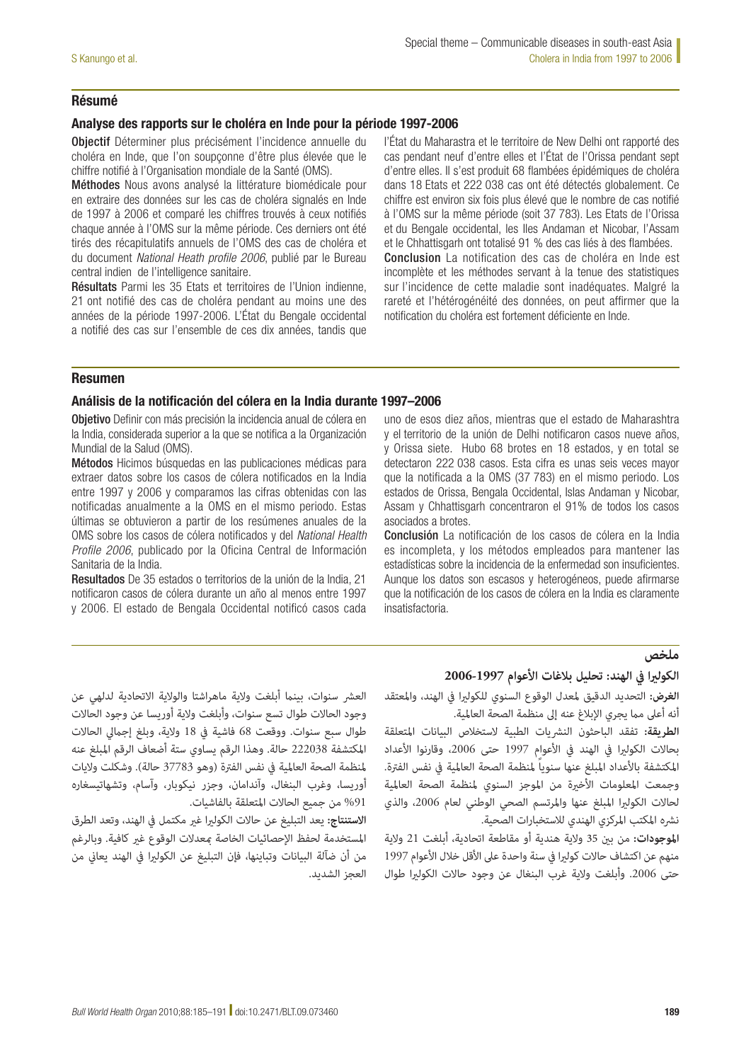## Résumé

### Analyse des rapports sur le choléra en Inde pour la période 1997-2006

**Objectif** Déterminer plus précisément l'incidence annuelle du choléra en Inde, que l'on soupçonne d'être plus élevée que le chiffre notifié à l'Organisation mondiale de la Santé (OMS).

**Méthodes** Nous avons analysé la littérature biomédicale pour en extraire des données sur les cas de choléra signalés en Inde de 1997 à 2006 et comparé les chiffres trouvés à ceux notifiés chaque année à l'OMS sur la même période. Ces derniers ont été tirés des récapitulatifs annuels de l'OMS des cas de choléra et du document *National Heath profile 2006*, publié par le Bureau central indien de l'intelligence sanitaire.

**Résultats** Parmi les 35 Etats et territoires de l'Union indienne, 21 ont notifié des cas de choléra pendant au moins une des années de la période 1997-2006. L'État du Bengale occidental a notifié des cas sur l'ensemble de ces dix années, tandis que l'État du Maharastra et le territoire de New Delhi ont rapporté des cas pendant neuf d'entre elles et l'État de l'Orissa pendant sept d'entre elles. Il s'est produit 68 flambées épidémiques de choléra dans 18 Etats et 222 038 cas ont été détectés globalement. Ce chiffre est environ six fois plus élevé que le nombre de cas notifié à l'OMS sur la même période (soit 37 783). Les Etats de l'Orissa et du Bengale occidental, les Iles Andaman et Nicobar, l'Assam et le Chhattisgarh ont totalisé 91 % des cas liés à les flambées.

**Conclusion** La notification des cas de choléra en Inde est incomplète et les méthodes servant à la tenue des statistiques sur l'incidence de cette maladie sont inadéquates. Malgré la rareté et l'hétérogénéité des données, on peut affirmer que la notification du choléra est fortement déficiente en Inde.

## Resumen

### Análisis de la notificación del cólera en la India durante 1997–2006

**Objetivo** Definir con más precisión la incidencia anual de cólera en la India, considerada superior a la que se notifica a la Organización Mundial de la Salud (OMS).

**Métodos** Hicimos búsquedas en las publicaciones médicas para extraer datos sobre los casos de cólera notificados en la India entre 1997 y 2006 y comparamos las cifras obtenidas con las notificadas anualmente a la OMS en el mismo periodo. Estas últimas se obtuvieron a partir de los resúmenes anuales de la OMS sobre los casos de cólera notificados y del *National Health Profile 2006*, publicado por la Oficina Central de Información Sanitaria de la India.

**Resultados** De 35 estados o territorios de la unión de la India, 21 notificaron casos de cólera durante un año al menos entre 1997 y 2006. El estado de Bengala Occidental notificó casos cada uno de esos diez años, mientras que el estado de Maharashtra y el territorio de la unión de Delhi notificaron casos nueve años, y Orissa siete. Hubo 68 brotes en 18 estados, y en total se detectaron 222 038 casos. Esta cifra es unas seis veces mayor que la notificada a la OMS (37 783) en el mismo periodo. Los estados de Orissa, Bengala Occidental, Islas Andaman y Nicobar, Assam y Chhattisgarh concentraron el 91% de todos los casos asociados a brotes.

**Conclusión** La notificación de los casos de cólera en la India es incompleta, y los métodos empleados para mantener las estadísticas sobre la incidencia de la enfermedad son insuficientes. Aunque los datos son escasos y heterogéneos, puede afirmarse que la notificación de los casos de cólera en la India es claramente insatisfactoria.

## ملخص

### الكوليرا في الهند: تحليل بلاغات الأعوام 1997-2006

**الغرض:** التحديد الدقيق لمعدل الوقوع السنوي للكوليرا في الهند، والمعتقد أنه أعلى مما يجري الإبلاغ عنه إلى منظمة الصحة العالمية.

**الطريقة:** تفقد الباحثون النشريات الطبية لاستخلاص البيانات المتعلقة بحالات الكوليرا في الهند في الأعوام 1997 حتى 2006، وقارنوا الأعداد المكتشفة بالأعداد المبلغ عنها سنوياً لمنظمة الصحة العالمية في نفس الفترة. وجمعت المعلومات الأخيرة من الموجز السنوي لمنظمة الصحة العالمية لحالات الكوليرا المبلغ عنها والمرتسم الصحي الوطني لعام 2006، والذي نشره المكتب المركزي الهندي للاستخبارات الصحية.

**الموجودات:** من بين 35 ولاية هندية أو مقاطعة اتحادية، أبلغت 21 ولاية منهم عن اكتشاف حالات كوليرا في سنة واحدة على الأقل خلال الأعوام 1997 حتى 2006. وأبلغت ولاية غرب البنغال عن وجود حالات الكوليرا طوال العشر سنوات، بينما أبلغت ولاية ماهراشتا والولاية الاتحادية لدلهي عن وجود الحالات طوال تسع سنوات، وأبلغت ولاية أوريسا عن وجود الحالات طوال سبع سنوات. ووقعت 68 فاشية في 18 ولاية، وبلغ إجمالي الحالات المكتشفة 222038 حالة. وهذا الرقم يساوي ستة أضعاف الرقم المبلغ عنه لمنظمة الصحة العالمية في نفس الفترة (وهو 37783 حالة). وشكلت ولايات أوريسا، وغرب البنغال، وأندامان، وجزر نيكوبار، وآسام، وتشهاتيسغاره 91% من جميع الحالات المتعلقة بالفاشيات.

**الاستنتاج:** يعد التبليغ عن حالات الكوليرا غير مكتمل في الهند، وتعد الطرق المستخدمة لحفظ الإحصائيات الخاصة بمعدلات الوقوع غير كافية. وبالرغم من أن ضآلة البيانات وتباينها، فإن التبليغ عن الكوليرا في الهند يعاني من العجز الشديد.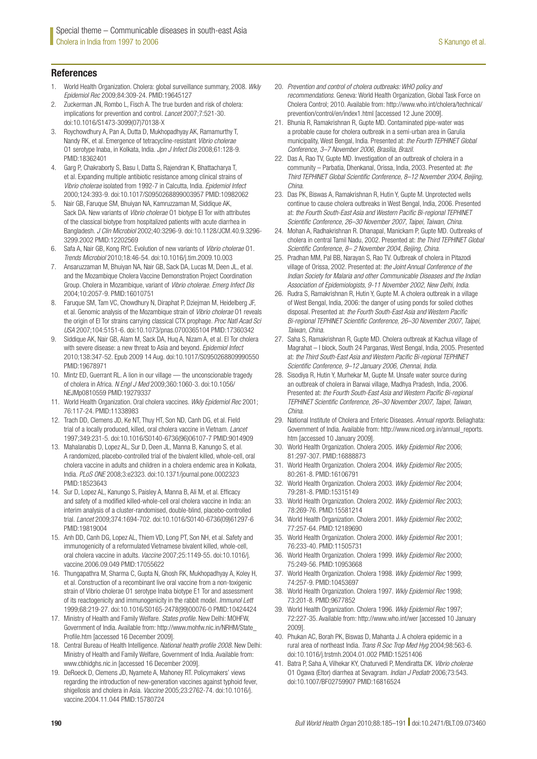## References

1. World Health Organization. Cholera: global surveillance summary, 2008. *Wkly Epidemiol Rec* 2009;84:309-24. PMID:19645127
2. Zuckerman JN, Rombo L, Fisch A. The true burden and risk of cholera: implications for prevention and control. *Lancet* 2007;7:521-30. doi:10.1016/S1473-3099(07)70138-X
3. Roychowdhury A, Pan A, Dutta D, Mukhopadhyay AK, Ramamurthy T, Nandy RK, et al. Emergence of tetracycline-resistant *Vibrio cholerae* O1 serotype Inaba, in Kolkata, India. *Jpn J Infect Dis* 2008;61:128-9. PMID:18362401
4. Garg P, Chakraborty S, Basu I, Datta S, Rajendran K, Bhattacharya T, et al. Expanding multiple antibiotic resistance among clinical strains of *Vibrio cholerae* isolated from 1992-7 in Calcutta, India. *Epidemiol Infect* 2000;124:393-9. doi:10.1017/S0950268899003957 PMID:10982062
5. Nair GB, Faruque SM, Bhuiyan NA, Kamruzzaman M, Siddique AK, Sack DA. New variants of *Vibrio cholerae* O1 biotype El Tor with attributes of the classical biotype from hospitalized patients with acute diarrhea in Bangladesh. *J Clin Microbiol* 2002;40:3296-9. doi:10.1128/JCM.40.9.3296-3299.2002 PMID:12202569
6. Safa A, Nair GB, Kong RYC. Evolution of new variants of *Vibrio cholerae* O1. *Trends Microbiol* 2010;18:46-54. doi:10.1016/j.tim.2009.10.003
7. Ansaruzzaman M, Bhuiyan NA, Nair GB, Sack DA, Lucas M, Deen JL, et al. and the Mozambique Cholera Vaccine Demonstration Project Coordination Group. Cholera in Mozambique, variant of *Vibrio cholerae*. *Emerg Infect Dis* 2004;10:2057-9. PMID:16010751
8. Faruque SM, Tam VC, Chowdhury N, Diraphat P, Dziejman M, Heidelberg JF, et al. Genomic analysis of the Mozambique strain of *Vibrio cholerae* O1 reveals the origin of El Tor strains carrying classical CTX prophage. *Proc Natl Acad Sci USA* 2007;104:5151-6. doi:10.1073/pnas.0700365104 PMID:17360342
9. Siddique AK, Nair GB, Alam M, Sack DA, Huq A, Nizam A, et al. El Tor cholera with severe disease: a new threat to Asia and beyond. *Epidemiol Infect* 2010;138:347-52. Epub 2009 14 Aug. doi:10.1017/S0950268809990550 PMID:19678971
10. Mintz ED, Guerrant RL. A lion in our village — the unconscionable tragedy of cholera in Africa. *N Engl J Med* 2009;360:1060-3. doi:10.1056/NEJMp0810559 PMID:19279337
11. World Health Organization. Oral cholera vaccines. *Wkly Epidemiol Rec* 2001; 76:117-24. PMID:11338983
12. Trach DD, Clemens JD, Ke NT, Thuy HT, Son ND, Canh DG, et al. Field trial of a locally produced, killed, oral cholera vaccine in Vietnam. *Lancet* 1997;349:231-5. doi:10.1016/S0140-6736(96)06107-7 PMID:9014909
13. Mahalanabis D, Lopez AL, Sur D, Deen JL, Manna B, Kanungo S, et al. A randomized, placebo-controlled trial of the bivalent killed, whole-cell, oral cholera vaccine in adults and children in a cholera endemic area in Kolkata, India. *PLoS ONE* 2008;3:e2323. doi:10.1371/journal.pone.0002323 PMID:18523643
14. Sur D, Lopez AL, Kanungo S, Paisley A, Manna B, Ali M, et al. Efficacy and safety of a modified killed-whole-cell oral cholera vaccine in India: an interim analysis of a cluster-randomised, double-blind, placebo-controlled trial. *Lancet* 2009;374:1694-702. doi:10.1016/S0140-6736(09)61297-6 PMID:19819004
15. Anh DD, Canh DG, Lopez AL, Thiem VD, Long PT, Son NH, et al. Safety and immunogenicity of a reformulated Vietnamese bivalent killed, whole-cell, oral cholera vaccine in adults. *Vaccine* 2007;25:1149-55. doi:10.1016/j.vaccine.2006.09.049 PMID:17055622
16. Thungapathra M, Sharma C, Gupta N, Ghosh RK, Mukhopadhyay A, Koley H, et al. Construction of a recombinant live oral vaccine from a non-toxigenic strain of Vibrio cholerae O1 serotype Inaba biotype E1 Tor and assessment of its reactogenicity and immunogenicity in the rabbit model. *Immunol Lett* 1999;68:219-27. doi:10.1016/S0165-2478(99)00076-0 PMID:10424424
17. Ministry of Health and Family Welfare. *States profile*. New Delhi: MOHFW, Government of India. Available from: http://www.mohfw.nic.in/NRHM/State_Profile.htm [accessed 16 December 2009].
18. Central Bureau of Health Intelligence. *National health profile 2008*. New Delhi: Ministry of Health and Family Welfare, Government of India. Available from: www.cbhidghs.nic.in [accessed 16 December 2009].
19. DeRoeck D, Clemens JD, Nyamete A, Mahoney RT. Policymakers' views regarding the introduction of new-generation vaccines against typhoid fever, shigellosis and cholera in Asia. *Vaccine* 2005;23:2762-74. doi:10.1016/j.vaccine.2004.11.044 PMID:15780724
20. *Prevention and control of cholera outbreaks: WHO policy and recommendations*. Geneva: World Health Organization, Global Task Force on Cholera Control; 2010. Available from: http://www.who.int/cholera/technical/prevention/control/en/index1.html [accessed 12 June 2009].
21. Bhunia R, Ramakrishnan R, Gupte MD. Contaminated pipe-water was a probable cause for cholera outbreak in a semi-urban area in Garulia municipality, West Bengal, India. Presented at: *the Fourth TEPHINET Global Conference, 3–7 November 2006, Brasilia, Brazil*.
22. Das A, Rao TV, Gupte MD. Investigation of an outbreak of cholera in a community – Parbatia, Dhenkanal, Orissa, India, 2003. Presented at: *the Third TEPHINET Global Scientific Conference, 8–12 November 2004, Beijing, China*.
23. Das PK, Biswas A, Ramakrishnan R, Hutin Y, Gupte M. Unprotected wells continue to cause cholera outbreaks in West Bengal, India, 2006. Presented at: *the Fourth South-East Asia and Western Pacific Bi-regional TEPHINET Scientific Conference, 26–30 November 2007, Taipei, Taiwan, China*.
24. Mohan A, Radhakrishnan R. Dhanapal, Manickam P, Gupte MD. Outbreaks of cholera in central Tamil Nadu, 2002. Presented at: *the Third TEPHINET Global Scientific Conference, 8– 2 November 2004, Beijing, China*.
25. Pradhan MM, Pal BB, Narayan S, Rao TV. Outbreak of cholera in Pitazodi village of Orissa, 2002. Presented at: *the Joint Annual Conference of the Indian Society for Malaria and other Communicable Diseases and the Indian Association of Epidemiologists, 9-11 November 2002, New Delhi, India*.
26. Rudra S, Ramakrishnan R, Hutin Y, Gupte M. A cholera outbreak in a village of West Bengal, India, 2006: the danger of using ponds for soiled clothes disposal. Presented at: *the Fourth South-East Asia and Western Pacific Bi-regional TEPHINET Scientific Conference, 26–30 November 2007, Taipei, Taiwan, China*.
27. Saha S, Ramakrishnan R, Gupte MD. Cholera outbreak at Kachua village of Magrahat – I block, South 24 Parganas, West Bengal, India, 2005. Presented at: *the Third South-East Asia and Western Pacific Bi-regional TEPHINET Scientific Conference, 9–12 January 2006, Chennai, India*.
28. Sisodiya R, Hutin Y, Murhekar M, Gupte M. Unsafe water source during an outbreak of cholera in Barwai village, Madhya Pradesh, India, 2006. Presented at: *the Fourth South-East Asia and Western Pacific Bi-regional TEPHINET Scientific Conference, 26–30 November 2007, Taipei, Taiwan, China*.
29. National Institute of Cholera and Enteric Diseases. *Annual reports*. Beliaghata: Government of India. Available from: http://www.niced.org.in/annual_reports.htm [accessed 10 January 2009].
30. World Health Organization. Cholera 2005. *Wkly Epidemiol Rec* 2006; 81:297-307. PMID:16888873
31. World Health Organization. Cholera 2004. *Wkly Epidemiol Rec* 2005; 80:261-8. PMID:16106791
32. World Health Organization. Cholera 2003. *Wkly Epidemiol Rec* 2004; 79:281-8. PMID:15315149
33. World Health Organization. Cholera 2002. *Wkly Epidemiol Rec* 2003; 78:269-76. PMID:15581214
34. World Health Organization. Cholera 2001. *Wkly Epidemiol Rec* 2002; 77:257-64. PMID:12189690
35. World Health Organization. Cholera 2000. *Wkly Epidemiol Rec* 2001; 76:233-40. PMID:11505731
36. World Health Organization. Cholera 1999. *Wkly Epidemiol Rec* 2000; 75:249-56. PMID:10953668
37. World Health Organization. Cholera 1998. *Wkly Epidemiol Rec* 1999; 74:257-9. PMID:10453697
38. World Health Organization. Cholera 1997. *Wkly Epidemiol Rec* 1998; 73:201-8. PMID:9677852
39. World Health Organization. Cholera 1996. *Wkly Epidemiol Rec* 1997; 72:227-35. Available from: http://www.who.int/wer [accessed 10 January 2009].
40. Phukan AC, Borah PK, Biswas D, Mahanta J. A cholera epidemic in a rural area of northeast India. *Trans R Soc Trop Med Hyg* 2004;98:563-6. doi:10.1016/j.trstmh.2004.01.002 PMID:15251406
41. Batra P, Saha A, Vilhekar KY, Chaturvedi P, Mendiratta DK. *Vibrio cholerae* O1 Ogawa (Eltor) diarrhea at Sevagram. *Indian J Pediatr* 2006;73:543. doi:10.1007/BF02759907 PMID:16816524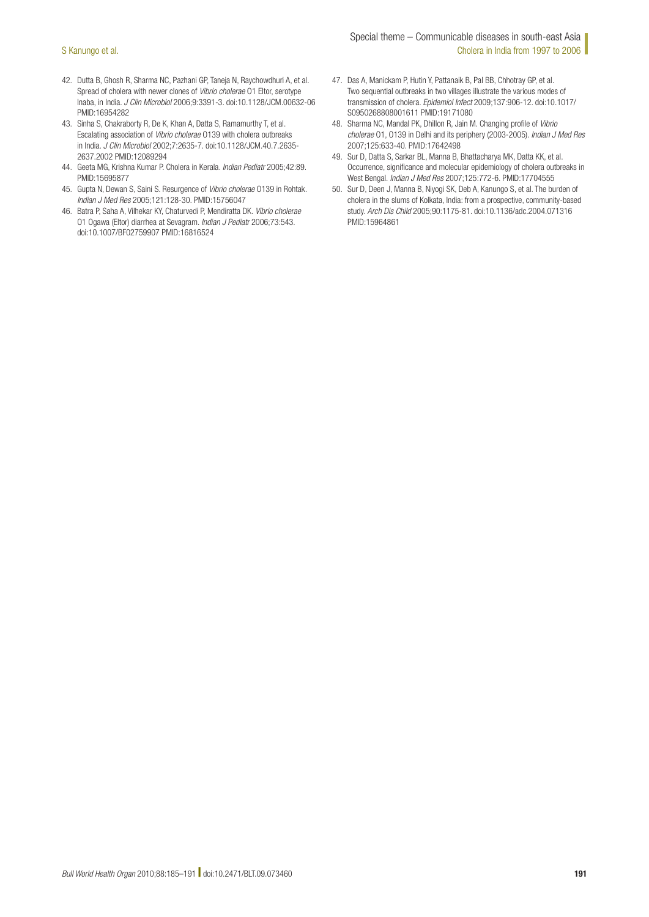42. Dutta B, Ghosh R, Sharma NC, Pazhani GP, Taneja N, Raychowdhuri A, et al. Spread of cholera with newer clones of *Vibrio cholerae* O1 Eltor, serotype Inaba, in India. *J Clin Microbiol* 2006;9:3391-3. doi:10.1128/JCM.00632-06 PMID:16954282
43. Sinha S, Chakraborty R, De K, Khan A, Datta S, Ramamurthy T, et al. Escalating association of *Vibrio cholerae* O139 with cholera outbreaks in India. *J Clin Microbiol* 2002;7:2635-7. doi:10.1128/JCM.40.7.2635-2637.2002 PMID:12089294
44. Geeta MG, Krishna Kumar P. Cholera in Kerala. *Indian Pediatr* 2005;42:89. PMID:15695877
45. Gupta N, Dewan S, Saini S. Resurgence of *Vibrio cholerae* O139 in Rohtak. *Indian J Med Res* 2005;121:128-30. PMID:15756047
46. Batra P, Saha A, Vilhekar KY, Chaturvedi P, Mendiratta DK. *Vibrio cholerae* O1 Ogawa (Eltor) diarrhea at Sevagram. *Indian J Pediatr* 2006;73:543. doi:10.1007/BF02759907 PMID:16816524
47. Das A, Manickam P, Hutin Y, Pattanaik B, Pal BB, Chhotray GP, et al. Two sequential outbreaks in two villages illustrate the various modes of transmission of cholera. *Epidemiol Infect* 2009;137:906-12. doi:10.1017/S0950268808001611 PMID:19171080
48. Sharma NC, Mandal PK, Dhillon R, Jain M. Changing profile of *Vibrio cholerae* O1, O139 in Delhi and its periphery (2003-2005). *Indian J Med Res* 2007;125:633-40. PMID:17642498
49. Sur D, Datta S, Sarkar BL, Manna B, Bhattacharya MK, Datta KK, et al. Occurrence, significance and molecular epidemiology of cholera outbreaks in West Bengal. *Indian J Med Res* 2007;125:772-6. PMID:17704555
50. Sur D, Deen J, Manna B, Niyogi SK, Deb A, Kanungo S, et al. The burden of cholera in the slums of Kolkata, India: from a prospective, community-based study. *Arch Dis Child* 2005;90:1175-81. doi:10.1136/adc.2004.071316 PMID:15964861